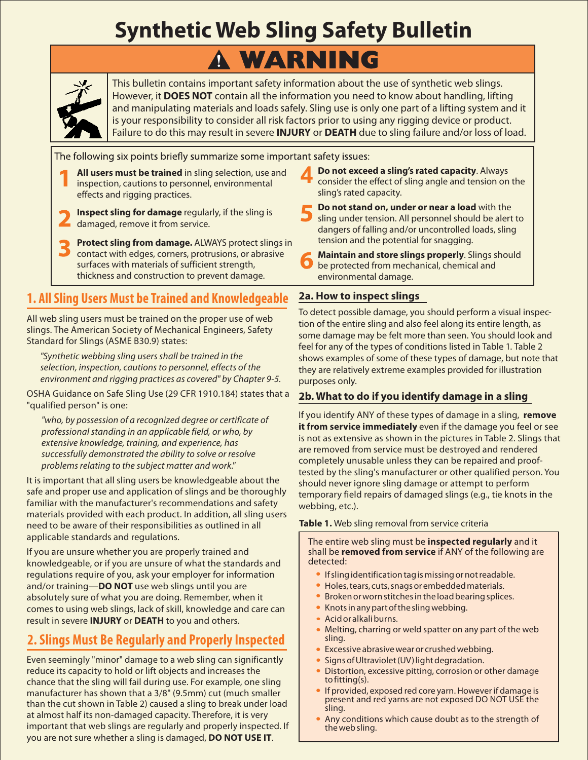# Synthetic Web Sling Safety Bulletin

## ⚠ WARNING

This bulletin contains important safety information about the use of synthetic web slings. However, it **DOES NOT** contain all the information you need to know about handling, lifting and manipulating materials and loads safely. Sling use is only one part of a lifting system and it is your responsibility to consider all risk factors prior to using any rigging device or product. Failure to do this may result in severe **INJURY** or **DEATH** due to sling failure and/or loss of load.

The following six points briefly summarize some important safety issues:

1. **All users must be trained** in sling selection, use and inspection, cautions to personnel, environmental effects and rigging practices.
2. **Inspect sling for damage** regularly, if the sling is damaged, remove it from service.
3. **Protect sling from damage.** ALWAYS protect slings in contact with edges, corners, protrusions, or abrasive surfaces with materials of sufficient strength, thickness and construction to prevent damage.
4. **Do not exceed a sling's rated capacity**. Always consider the effect of sling angle and tension on the sling's rated capacity.
5. **Do not stand on, under or near a load** with the sling under tension. All personnel should be alert to dangers of falling and/or uncontrolled loads, sling tension and the potential for snagging.
6. **Maintain and store slings properly**. Slings should be protected from mechanical, chemical and environmental damage.

## 1. All Sling Users Must be Trained and Knowledgeable

All web sling users must be trained on the proper use of web slings. The American Society of Mechanical Engineers, Safety Standard for Slings (ASME B30.9) states:

> *"Synthetic webbing sling users shall be trained in the selection, inspection, cautions to personnel, effects of the environment and rigging practices as covered" by Chapter 9-5.*

OSHA Guidance on Safe Sling Use (29 CFR 1910.184) states that a "qualified person" is one:

> *"who, by possession of a recognized degree or certificate of professional standing in an applicable field, or who, by extensive knowledge, training, and experience, has successfully demonstrated the ability to solve or resolve problems relating to the subject matter and work."*

It is important that all sling users be knowledgeable about the safe and proper use and application of slings and be thoroughly familiar with the manufacturer's recommendations and safety materials provided with each product. In addition, all sling users need to be aware of their responsibilities as outlined in all applicable standards and regulations.

If you are unsure whether you are properly trained and knowledgeable, or if you are unsure of what the standards and regulations require of you, ask your employer for information and/or training—**DO NOT** use web slings until you are absolutely sure of what you are doing. Remember, when it comes to using web slings, lack of skill, knowledge and care can result in severe **INJURY** or **DEATH** to you and others.

## 2. Slings Must Be Regularly and Properly Inspected

Even seemingly "minor" damage to a web sling can significantly reduce its capacity to hold or lift objects and increases the chance that the sling will fail during use. For example, one sling manufacturer has shown that a 3/8" (9.5mm) cut (much smaller than the cut shown in Table 2) caused a sling to break under load at almost half its non-damaged capacity. Therefore, it is very important that web slings are regularly and properly inspected. If you are not sure whether a sling is damaged, **DO NOT USE IT**.

### 2a. How to inspect slings

To detect possible damage, you should perform a visual inspection of the entire sling and also feel along its entire length, as some damage may be felt more than seen. You should look and feel for any of the types of conditions listed in Table 1. Table 2 shows examples of some of these types of damage, but note that they are relatively extreme examples provided for illustration purposes only.

### 2b. What to do if you identify damage in a sling

If you identify ANY of these types of damage in a sling, **remove it from service immediately** even if the damage you feel or see is not as extensive as shown in the pictures in Table 2. Slings that are removed from service must be destroyed and rendered completely unusable unless they can be repaired and proof-tested by the sling's manufacturer or other qualified person. You should never ignore sling damage or attempt to perform temporary field repairs of damaged slings (e.g., tie knots in the webbing, etc.).

**Table 1.** Web sling removal from service criteria

The entire web sling must be **inspected regularly** and it shall be **removed from service** if ANY of the following are detected:

- If sling identification tag is missing or not readable.
- Holes, tears, cuts, snags or embedded materials.
- Broken or worn stitches in the load bearing splices.
- Knots in any part of the sling webbing.
- Acid or alkali burns.
- Melting, charring or weld spatter on any part of the web sling.
- Excessive abrasive wear or crushed webbing.
- Signs of Ultraviolet (UV) light degradation.
- Distortion, excessive pitting, corrosion or other damage to fitting(s).
- If provided, exposed red core yarn. However if damage is present and red yarns are not exposed DO NOT USE the sling.
- Any conditions which cause doubt as to the strength of the web sling.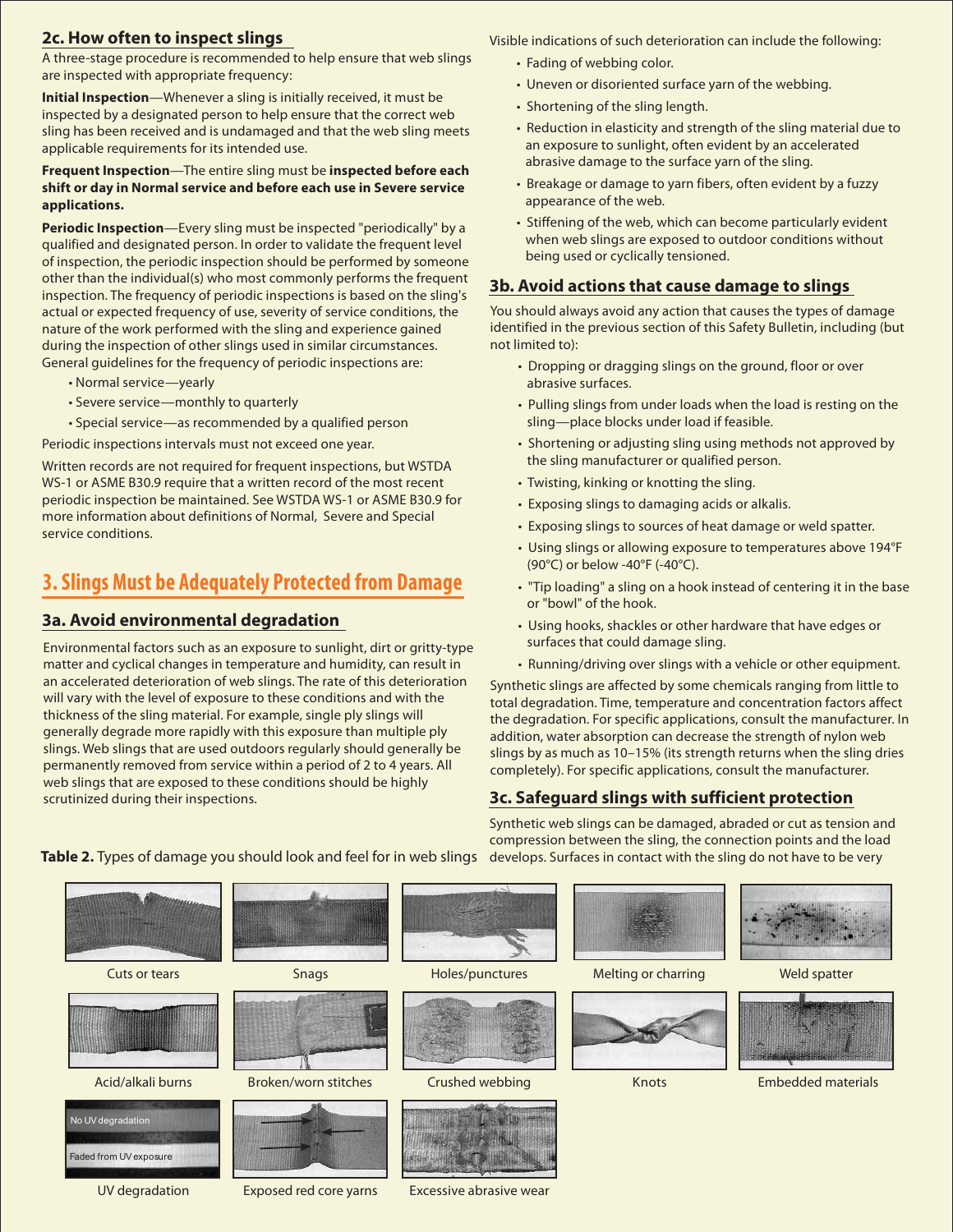## 2c. How often to inspect slings

A three-stage procedure is recommended to help ensure that web slings are inspected with appropriate frequency:

**Initial Inspection**—Whenever a sling is initially received, it must be inspected by a designated person to help ensure that the correct web sling has been received and is undamaged and that the web sling meets applicable requirements for its intended use.

**Frequent Inspection**—The entire sling must be **inspected before each shift or day in Normal service and before each use in Severe service applications.**

**Periodic Inspection**—Every sling must be inspected "periodically" by a qualified and designated person. In order to validate the frequent level of inspection, the periodic inspection should be performed by someone other than the individual(s) who most commonly performs the frequent inspection. The frequency of periodic inspections is based on the sling's actual or expected frequency of use, severity of service conditions, the nature of the work performed with the sling and experience gained during the inspection of other slings used in similar circumstances. General guidelines for the frequency of periodic inspections are:

- Normal service—yearly
- Severe service—monthly to quarterly
- Special service—as recommended by a qualified person

Periodic inspections intervals must not exceed one year.

Written records are not required for frequent inspections, but WSTDA WS-1 or ASME B30.9 require that a written record of the most recent periodic inspection be maintained. See WSTDA WS-1 or ASME B30.9 for more information about definitions of Normal, Severe and Special service conditions.

# 3. Slings Must be Adequately Protected from Damage

## 3a. Avoid environmental degradation

Environmental factors such as an exposure to sunlight, dirt or gritty-type matter and cyclical changes in temperature and humidity, can result in an accelerated deterioration of web slings. The rate of this deterioration will vary with the level of exposure to these conditions and with the thickness of the sling material. For example, single ply slings will generally degrade more rapidly with this exposure than multiple ply slings. Web slings that are used outdoors regularly should generally be permanently removed from service within a period of 2 to 4 years. All web slings that are exposed to these conditions should be highly scrutinized during their inspections.

Visible indications of such deterioration can include the following:

- Fading of webbing color.
- Uneven or disoriented surface yarn of the webbing.
- Shortening of the sling length.
- Reduction in elasticity and strength of the sling material due to an exposure to sunlight, often evident by an accelerated abrasive damage to the surface yarn of the sling.
- Breakage or damage to yarn fibers, often evident by a fuzzy appearance of the web.
- Stiffening of the web, which can become particularly evident when web slings are exposed to outdoor conditions without being used or cyclically tensioned.

## 3b. Avoid actions that cause damage to slings

You should always avoid any action that causes the types of damage identified in the previous section of this Safety Bulletin, including (but not limited to):

- Dropping or dragging slings on the ground, floor or over abrasive surfaces.
- Pulling slings from under loads when the load is resting on the sling—place blocks under load if feasible.
- Shortening or adjusting sling using methods not approved by the sling manufacturer or qualified person.
- Twisting, kinking or knotting the sling.
- Exposing slings to damaging acids or alkalis.
- Exposing slings to sources of heat damage or weld spatter.
- Using slings or allowing exposure to temperatures above 194°F (90°C) or below -40°F (-40°C).
- "Tip loading" a sling on a hook instead of centering it in the base or "bowl" of the hook.
- Using hooks, shackles or other hardware that have edges or surfaces that could damage sling.
- Running/driving over slings with a vehicle or other equipment.

Synthetic slings are affected by some chemicals ranging from little to total degradation. Time, temperature and concentration factors affect the degradation. For specific applications, consult the manufacturer. In addition, water absorption can decrease the strength of nylon web slings by as much as 10–15% (its strength returns when the sling dries completely). For specific applications, consult the manufacturer.

## 3c. Safeguard slings with sufficient protection

Synthetic web slings can be damaged, abraded or cut as tension and compression between the sling, the connection points and the load develops. Surfaces in contact with the sling do not have to be very

**Table 2.** Types of damage you should look and feel for in web slings

| | | | | |
|---|---|---|---|---|
| Cuts or tears | Snags | Holes/punctures | Melting or charring | Weld spatter |
| Acid/alkali burns | Broken/worn stitches | Crushed webbing | Knots | Embedded materials |
| UV degradation (No UV degradation / Faded from UV exposure) | Exposed red core yarns | Excessive abrasive wear | | |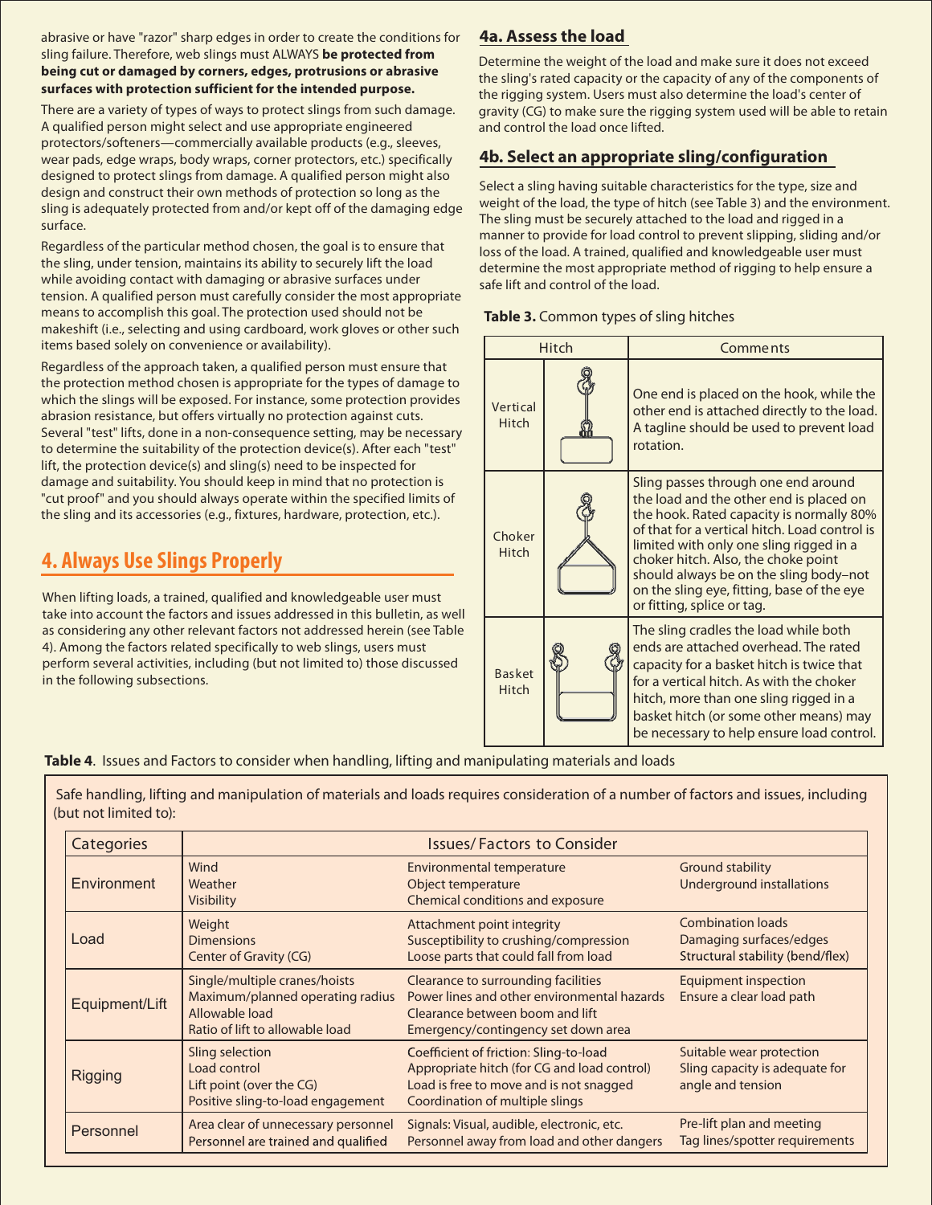abrasive or have "razor" sharp edges in order to create the conditions for sling failure. Therefore, web slings must ALWAYS **be protected from being cut or damaged by corners, edges, protrusions or abrasive surfaces with protection sufficient for the intended purpose.**

There are a variety of types of ways to protect slings from such damage. A qualified person might select and use appropriate engineered protectors/softeners—commercially available products (e.g., sleeves, wear pads, edge wraps, body wraps, corner protectors, etc.) specifically designed to protect slings from damage. A qualified person might also design and construct their own methods of protection so long as the sling is adequately protected from and/or kept off of the damaging edge surface.

Regardless of the particular method chosen, the goal is to ensure that the sling, under tension, maintains its ability to securely lift the load while avoiding contact with damaging or abrasive surfaces under tension. A qualified person must carefully consider the most appropriate means to accomplish this goal. The protection used should not be makeshift (i.e., selecting and using cardboard, work gloves or other such items based solely on convenience or availability).

Regardless of the approach taken, a qualified person must ensure that the protection method chosen is appropriate for the types of damage to which the slings will be exposed. For instance, some protection provides abrasion resistance, but offers virtually no protection against cuts. Several "test" lifts, done in a non-consequence setting, may be necessary to determine the suitability of the protection device(s). After each "test" lift, the protection device(s) and sling(s) need to be inspected for damage and suitability. You should keep in mind that no protection is "cut proof" and you should always operate within the specified limits of the sling and its accessories (e.g., fixtures, hardware, protection, etc.).

## 4. Always Use Slings Properly

When lifting loads, a trained, qualified and knowledgeable user must take into account the factors and issues addressed in this bulletin, as well as considering any other relevant factors not addressed herein (see Table 4). Among the factors related specifically to web slings, users must perform several activities, including (but not limited to) those discussed in the following subsections.

### 4a. Assess the load

Determine the weight of the load and make sure it does not exceed the sling's rated capacity or the capacity of any of the components of the rigging system. Users must also determine the load's center of gravity (CG) to make sure the rigging system used will be able to retain and control the load once lifted.

### 4b. Select an appropriate sling/configuration

Select a sling having suitable characteristics for the type, size and weight of the load, the type of hitch (see Table 3) and the environment. The sling must be securely attached to the load and rigged in a manner to provide for load control to prevent slipping, sliding and/or loss of the load. A trained, qualified and knowledgeable user must determine the most appropriate method of rigging to help ensure a safe lift and control of the load.

**Table 3.** Common types of sling hitches

| Hitch | | Comments |
|---|---|---|
| Vertical Hitch | | One end is placed on the hook, while the other end is attached directly to the load. A tagline should be used to prevent load rotation. |
| Choker Hitch | | Sling passes through one end around the load and the other end is placed on the hook. Rated capacity is normally 80% of that for a vertical hitch. Load control is limited with only one sling rigged in a choker hitch. Also, the choke point should always be on the sling body–not on the sling eye, fitting, base of the eye or fitting, splice or tag. |
| Basket Hitch | | The sling cradles the load while both ends are attached overhead. The rated capacity for a basket hitch is twice that for a vertical hitch. As with the choker hitch, more than one sling rigged in a basket hitch (or some other means) may be necessary to help ensure load control. |

**Table 4**. Issues and Factors to consider when handling, lifting and manipulating materials and loads

Safe handling, lifting and manipulation of materials and loads requires consideration of a number of factors and issues, including (but not limited to):

| Categories | Issues/ Factors to Consider | | |
|---|---|---|---|
| Environment | Wind<br>Weather<br>Visibility | Environmental temperature<br>Object temperature<br>Chemical conditions and exposure | Ground stability<br>Underground installations |
| Load | Weight<br>Dimensions<br>Center of Gravity (CG) | Attachment point integrity<br>Susceptibility to crushing/compression<br>Loose parts that could fall from load | Combination loads<br>Damaging surfaces/edges<br>Structural stability (bend/flex) |
| Equipment/Lift | Single/multiple cranes/hoists<br>Maximum/planned operating radius<br>Allowable load<br>Ratio of lift to allowable load | Clearance to surrounding facilities<br>Power lines and other environmental hazards<br>Clearance between boom and lift<br>Emergency/contingency set down area | Equipment inspection<br>Ensure a clear load path |
| Rigging | Sling selection<br>Load control<br>Lift point (over the CG)<br>Positive sling-to-load engagement | Coefficient of friction: Sling-to-load<br>Appropriate hitch (for CG and load control)<br>Load is free to move and is not snagged<br>Coordination of multiple slings | Suitable wear protection<br>Sling capacity is adequate for angle and tension |
| Personnel | Area clear of unnecessary personnel<br>Personnel are trained and qualified | Signals: Visual, audible, electronic, etc.<br>Personnel away from load and other dangers | Pre-lift plan and meeting<br>Tag lines/spotter requirements |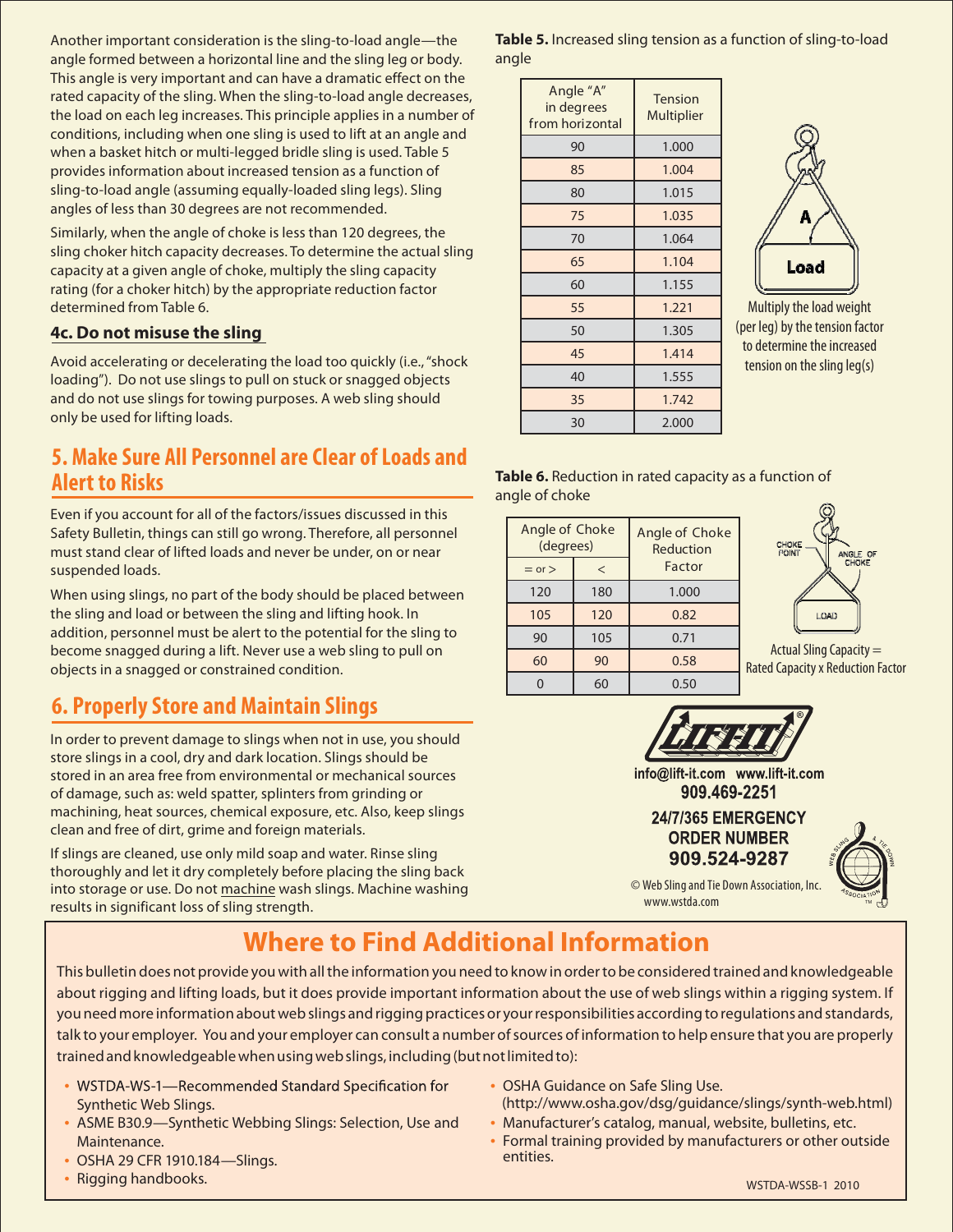Another important consideration is the sling-to-load angle—the angle formed between a horizontal line and the sling leg or body. This angle is very important and can have a dramatic effect on the rated capacity of the sling. When the sling-to-load angle decreases, the load on each leg increases. This principle applies in a number of conditions, including when one sling is used to lift at an angle and when a basket hitch or multi-legged bridle sling is used. Table 5 provides information about increased tension as a function of sling-to-load angle (assuming equally-loaded sling legs). Sling angles of less than 30 degrees are not recommended.

Similarly, when the angle of choke is less than 120 degrees, the sling choker hitch capacity decreases. To determine the actual sling capacity at a given angle of choke, multiply the sling capacity rating (for a choker hitch) by the appropriate reduction factor determined from Table 6.

### 4c. Do not misuse the sling

Avoid accelerating or decelerating the load too quickly (i.e., "shock loading"). Do not use slings to pull on stuck or snagged objects and do not use slings for towing purposes. A web sling should only be used for lifting loads.

## 5. Make Sure All Personnel are Clear of Loads and Alert to Risks

Even if you account for all of the factors/issues discussed in this Safety Bulletin, things can still go wrong. Therefore, all personnel must stand clear of lifted loads and never be under, on or near suspended loads.

When using slings, no part of the body should be placed between the sling and load or between the sling and lifting hook. In addition, personnel must be alert to the potential for the sling to become snagged during a lift. Never use a web sling to pull on objects in a snagged or constrained condition.

## 6. Properly Store and Maintain Slings

In order to prevent damage to slings when not in use, you should store slings in a cool, dry and dark location. Slings should be stored in an area free from environmental or mechanical sources of damage, such as: weld spatter, splinters from grinding or machining, heat sources, chemical exposure, etc. Also, keep slings clean and free of dirt, grime and foreign materials.

If slings are cleaned, use only mild soap and water. Rinse sling thoroughly and let it dry completely before placing the sling back into storage or use. Do not machine wash slings. Machine washing results in significant loss of sling strength.

**Table 5.** Increased sling tension as a function of sling-to-load angle

| Angle "A" in degrees from horizontal | Tension Multiplier |
|---|---|
| 90 | 1.000 |
| 85 | 1.004 |
| 80 | 1.015 |
| 75 | 1.035 |
| 70 | 1.064 |
| 65 | 1.104 |
| 60 | 1.155 |
| 55 | 1.221 |
| 50 | 1.305 |
| 45 | 1.414 |
| 40 | 1.555 |
| 35 | 1.742 |
| 30 | 2.000 |

A

Load

Multiply the load weight (per leg) by the tension factor to determine the increased tension on the sling leg(s)

**Table 6.** Reduction in rated capacity as a function of angle of choke

| Angle of Choke (degrees) | | Angle of Choke Reduction Factor |
|---|---|---|
| = or > | < | |
| 120 | 180 | 1.000 |
| 105 | 120 | 0.82 |
| 90 | 105 | 0.71 |
| 60 | 90 | 0.58 |
| 0 | 60 | 0.50 |

CHOKE POINT

ANGLE OF CHOKE

LOAD

Actual Sling Capacity = Rated Capacity x Reduction Factor

LIFT-IT®

info@lift-it.com www.lift-it.com
909.469-2251

24/7/365 EMERGENCY ORDER NUMBER
909.524-9287

© Web Sling and Tie Down Association, Inc.
www.wstda.com

## Where to Find Additional Information

This bulletin does not provide you with all the information you need to know in order to be considered trained and knowledgeable about rigging and lifting loads, but it does provide important information about the use of web slings within a rigging system. If you need more information about web slings and rigging practices or your responsibilities according to regulations and standards, talk to your employer. You and your employer can consult a number of sources of information to help ensure that you are properly trained and knowledgeable when using web slings, including (but not limited to):

- WSTDA-WS-1—Recommended Standard Specification for Synthetic Web Slings.
- ASME B30.9—Synthetic Webbing Slings: Selection, Use and Maintenance.
- OSHA 29 CFR 1910.184—Slings.
- Rigging handbooks.
- OSHA Guidance on Safe Sling Use. (http://www.osha.gov/dsg/guidance/slings/synth-web.html)
- Manufacturer's catalog, manual, website, bulletins, etc.
- Formal training provided by manufacturers or other outside entities.

WSTDA-WSSB-1 2010